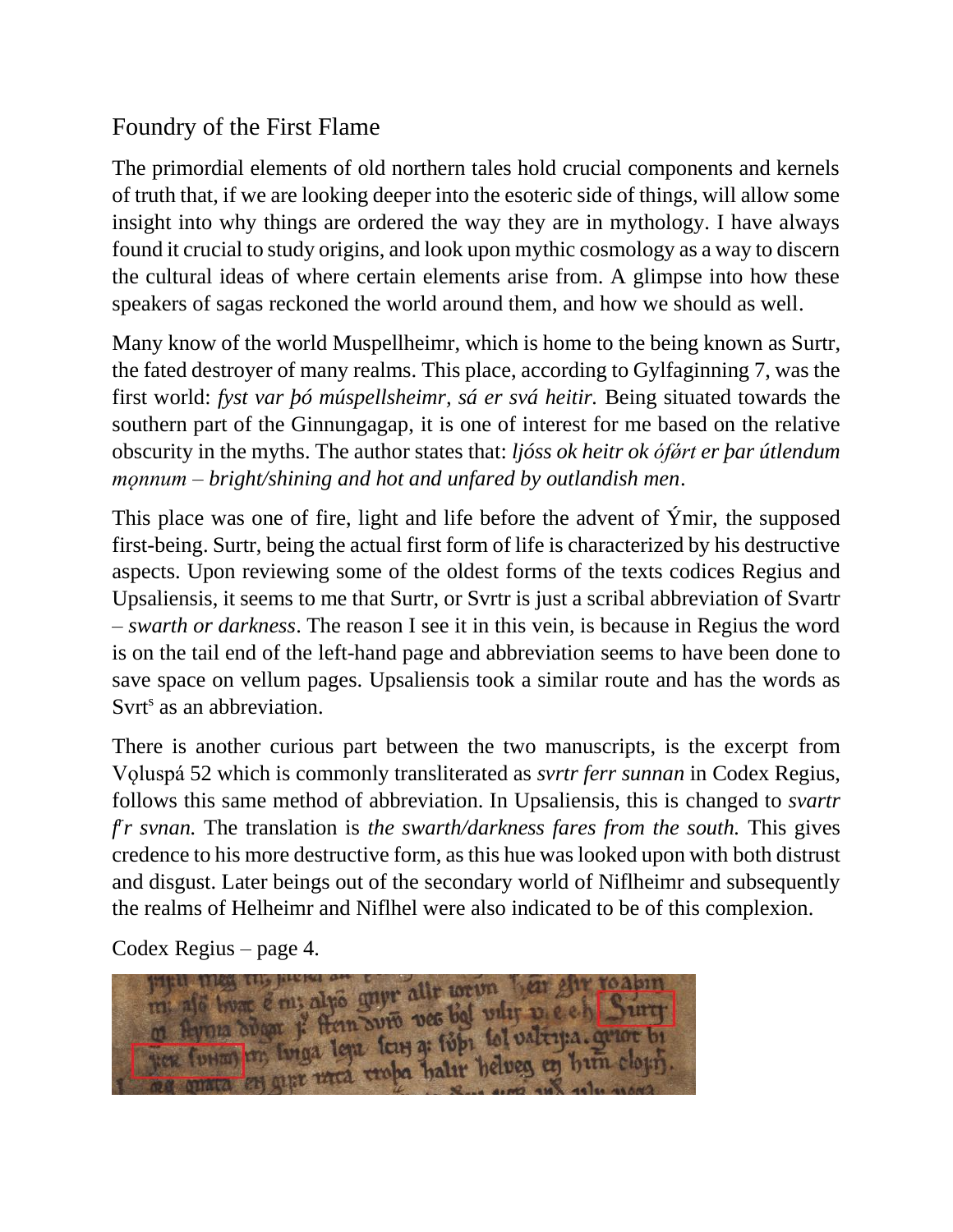# Foundry of the First Flame

The primordial elements of old northern tales hold crucial components and kernels of truth that, if we are looking deeper into the esoteric side of things, will allow some insight into why things are ordered the way they are in mythology. I have always found it crucial to study origins, and look upon mythic cosmology as a way to discern the cultural ideas of where certain elements arise from. A glimpse into how these speakers of sagas reckoned the world around them, and how we should as well.

Many know of the world Muspellheimr, which is home to the being known as Surtr, the fated destroyer of many realms. This place, according to Gylfaginning 7, was the first world: *fyst var þó múspellsheimr, sá er svá heitir.* Being situated towards the southern part of the Ginnungagap, it is one of interest for me based on the relative obscurity in the myths. The author states that: *ljóss ok heitr ok ófǿrt er þar útlendum mǫnnum – bright/shining and hot and unfared by outlandish men*.

This place was one of fire, light and life before the advent of Ýmir, the supposed first-being. Surtr, being the actual first form of life is characterized by his destructive aspects. Upon reviewing some of the oldest forms of the texts codices Regius and Upsaliensis, it seems to me that Surtr, or Svrtr is just a scribal abbreviation of Svartr – *swarth or darkness*. The reason I see it in this vein, is because in Regius the word is on the tail end of the left-hand page and abbreviation seems to have been done to save space on vellum pages. Upsaliensis took a similar route and has the words as Svrt[s] as an abbreviation.

There is another curious part between the two manuscripts, is the excerpt from Vǫluspá 52 which is commonly transliterated as *svrtr ferr sunnan* in Codex Regius, follows this same method of abbreviation. In Upsaliensis, this is changed to *svartr f[r]r svnan.* The translation is *the swarth/darkness fares from the south.* This gives credence to his more destructive form, as this hue was looked upon with both distrust and disgust. Later beings out of the secondary world of Niflheimr and subsequently the realms of Helheimr and Niflhel were also indicated to be of this complexion.

Codex Regius – page 4.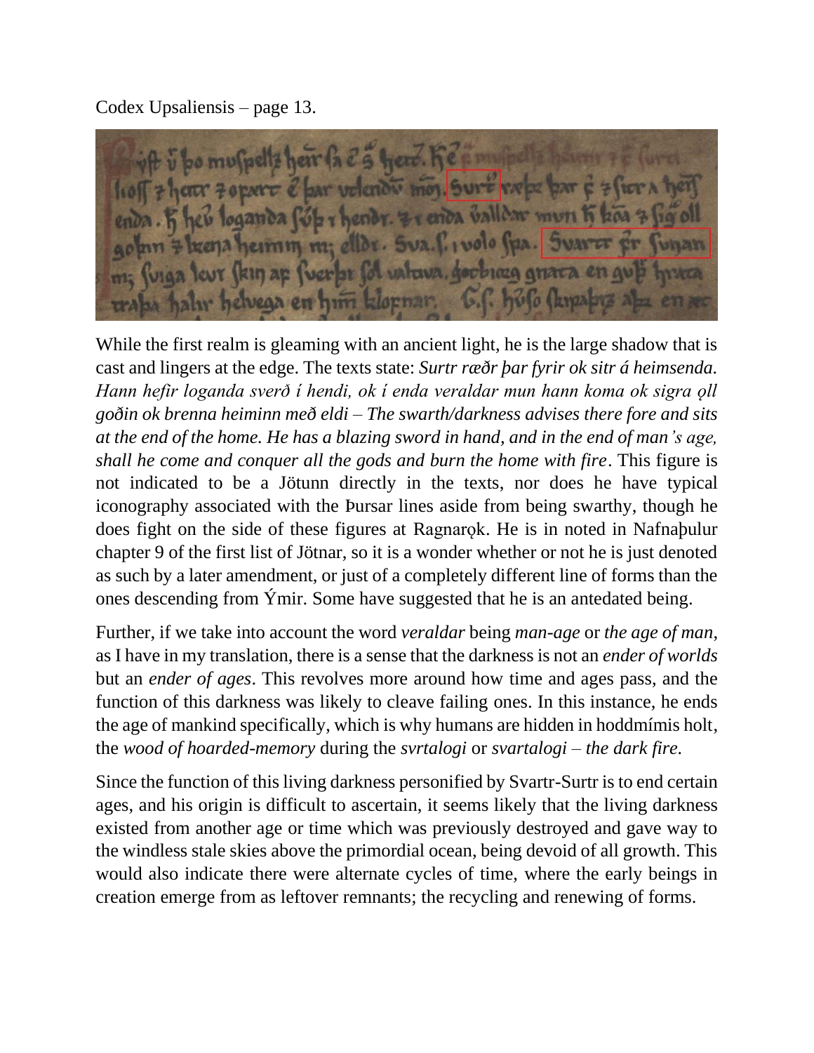Codex Upsaliensis – page 13.

While the first realm is gleaming with an ancient light, he is the large shadow that is cast and lingers at the edge. The texts state: *Surtr ræðr þar fyrir ok sitr á heimsenda. Hann hefir loganda sverð í hendi, ok í enda veraldar mun hann koma ok sigra ǫll goðin ok brenna heiminn með eldi – The swarth/darkness advises there fore and sits at the end of the home. He has a blazing sword in hand, and in the end of man's age, shall he come and conquer all the gods and burn the home with fire*. This figure is not indicated to be a Jötunn directly in the texts, nor does he have typical iconography associated with the Þursar lines aside from being swarthy, though he does fight on the side of these figures at Ragnarǫk. He is in noted in Nafnaþulur chapter 9 of the first list of Jötnar, so it is a wonder whether or not he is just denoted as such by a later amendment, or just of a completely different line of forms than the ones descending from Ýmir. Some have suggested that he is an antedated being.

Further, if we take into account the word *veraldar* being *man-age* or *the age of man*, as I have in my translation, there is a sense that the darkness is not an *ender of worlds* but an *ender of ages*. This revolves more around how time and ages pass, and the function of this darkness was likely to cleave failing ones. In this instance, he ends the age of mankind specifically, which is why humans are hidden in hoddmímis holt, the *wood of hoarded-memory* during the *svrtalogi* or *svartalogi* – *the dark fire.*

Since the function of this living darkness personified by Svartr-Surtr is to end certain ages, and his origin is difficult to ascertain, it seems likely that the living darkness existed from another age or time which was previously destroyed and gave way to the windless stale skies above the primordial ocean, being devoid of all growth. This would also indicate there were alternate cycles of time, where the early beings in creation emerge from as leftover remnants; the recycling and renewing of forms.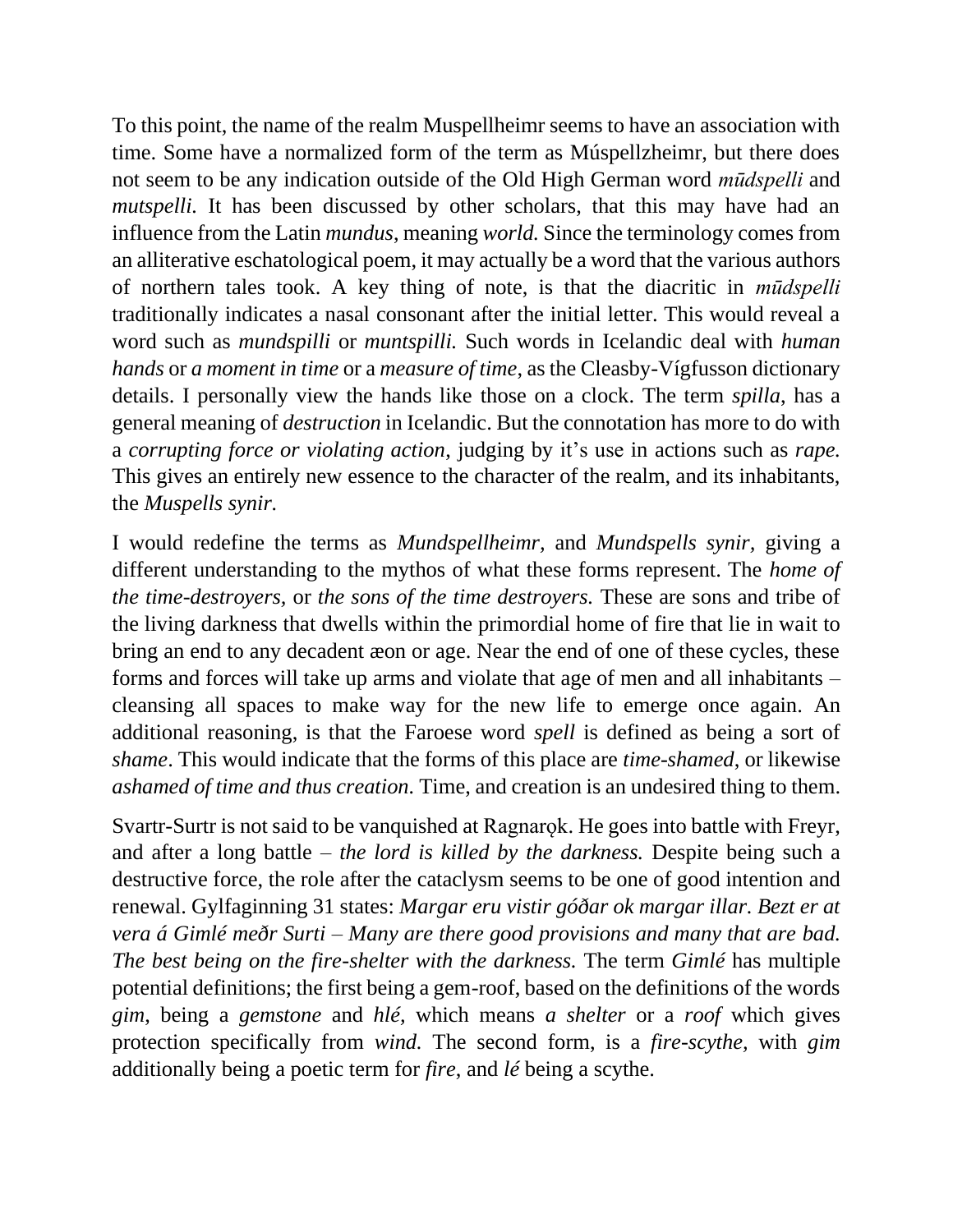To this point, the name of the realm Muspellheimr seems to have an association with time. Some have a normalized form of the term as Múspellzheimr, but there does not seem to be any indication outside of the Old High German word *mūdspelli* and *mutspelli*. It has been discussed by other scholars, that this may have had an influence from the Latin *mundus*, meaning *world.* Since the terminology comes from an alliterative eschatological poem, it may actually be a word that the various authors of northern tales took. A key thing of note, is that the diacritic in *mūdspelli* traditionally indicates a nasal consonant after the initial letter. This would reveal a word such as *mundspilli* or *muntspilli.* Such words in Icelandic deal with *human hands* or *a moment in time* or a *measure of time*, as the Cleasby-Vígfusson dictionary details. I personally view the hands like those on a clock. The term *spilla*, has a general meaning of *destruction* in Icelandic. But the connotation has more to do with a *corrupting force or violating action*, judging by it's use in actions such as *rape.* This gives an entirely new essence to the character of the realm, and its inhabitants, the *Muspells synir.*

I would redefine the terms as *Mundspellheimr*, and *Mundspells synir,* giving a different understanding to the mythos of what these forms represent. The *home of the time-destroyers,* or *the sons of the time destroyers.* These are sons and tribe of the living darkness that dwells within the primordial home of fire that lie in wait to bring an end to any decadent æon or age. Near the end of one of these cycles, these forms and forces will take up arms and violate that age of men and all inhabitants – cleansing all spaces to make way for the new life to emerge once again. An additional reasoning, is that the Faroese word *spell* is defined as being a sort of *shame*. This would indicate that the forms of this place are *time-shamed*, or likewise *ashamed of time and thus creation*. Time, and creation is an undesired thing to them.

Svartr-Surtr is not said to be vanquished at Ragnarǫk. He goes into battle with Freyr, and after a long battle – *the lord is killed by the darkness.* Despite being such a destructive force, the role after the cataclysm seems to be one of good intention and renewal. Gylfaginning 31 states: *Margar eru vistir góðar ok margar illar. Bezt er at vera á Gimlé meðr Surti – Many are there good provisions and many that are bad. The best being on the fire-shelter with the darkness.* The term *Gimlé* has multiple potential definitions; the first being a gem-roof, based on the definitions of the words *gim*, being a *gemstone* and *hlé,* which means *a shelter* or a *roof* which gives protection specifically from *wind.* The second form, is a *fire-scythe*, with *gim* additionally being a poetic term for *fire*, and *lé* being a scythe.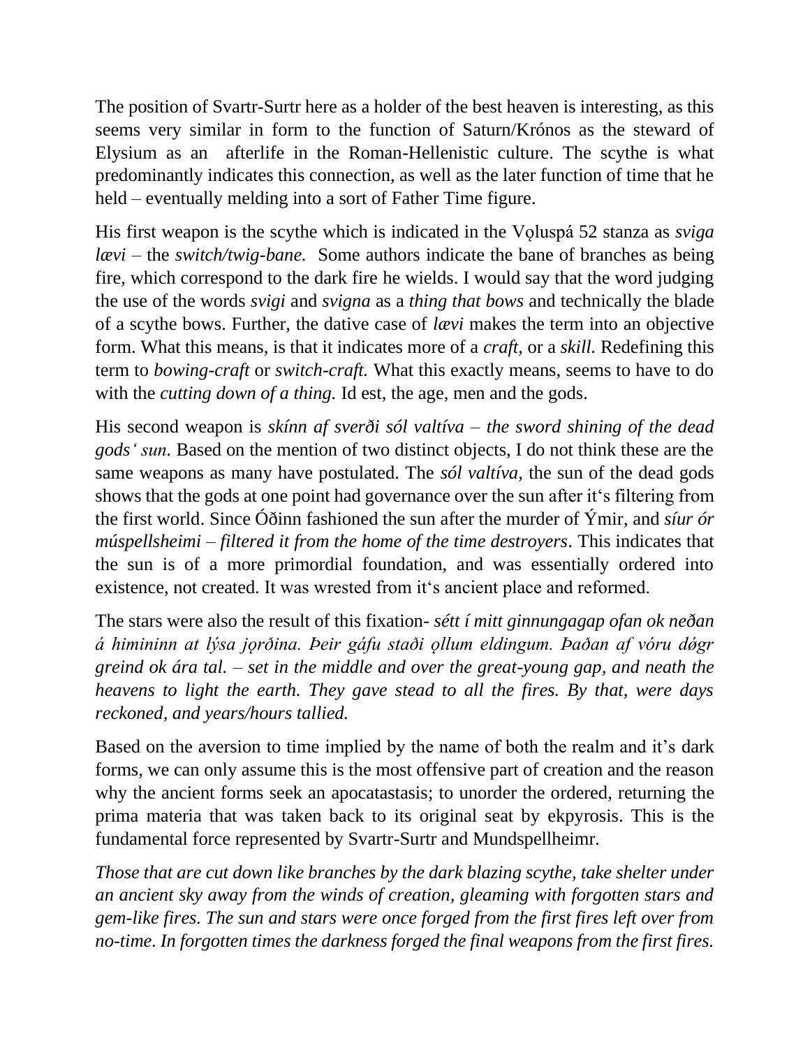The position of Svartr-Surtr here as a holder of the best heaven is interesting, as this seems very similar in form to the function of Saturn/Krónos as the steward of Elysium as an afterlife in the Roman-Hellenistic culture. The scythe is what predominantly indicates this connection, as well as the later function of time that he held – eventually melding into a sort of Father Time figure.

His first weapon is the scythe which is indicated in the Vǫluspá 52 stanza as *sviga lævi* – the *switch/twig-bane.* Some authors indicate the bane of branches as being fire, which correspond to the dark fire he wields. I would say that the word judging the use of the words *svigi* and *svigna* as a *thing that bows* and technically the blade of a scythe bows. Further, the dative case of *lævi* makes the term into an objective form. What this means, is that it indicates more of a *craft*, or a *skill*. Redefining this term to *bowing-craft* or *switch-craft.* What this exactly means, seems to have to do with the *cutting down of a thing.* Id est, the age, men and the gods.

His second weapon is *skínn af sverði sól valtíva – the sword shining of the dead gods' sun*. Based on the mention of two distinct objects, I do not think these are the same weapons as many have postulated. The *sól valtíva*, the sun of the dead gods shows that the gods at one point had governance over the sun after it's filtering from the first world. Since Óðinn fashioned the sun after the murder of Ýmir, and *síur ór múspellsheimi – filtered it from the home of the time destroyers*. This indicates that the sun is of a more primordial foundation, and was essentially ordered into existence, not created. It was wrested from it's ancient place and reformed.

The stars were also the result of this fixation- *sétt í mitt ginnungagap ofan ok neðan á himininn at lýsa jǫrðina. Þeir gáfu staði ǫllum eldingum. Þaðan af vóru døgr greind ok ára tal. – set in the middle and over the great-young gap, and neath the heavens to light the earth. They gave stead to all the fires. By that, were days reckoned, and years/hours tallied.*

Based on the aversion to time implied by the name of both the realm and it's dark forms, we can only assume this is the most offensive part of creation and the reason why the ancient forms seek an apocatastasis; to unorder the ordered, returning the prima materia that was taken back to its original seat by ekpyrosis. This is the fundamental force represented by Svartr-Surtr and Mundspellheimr.

*Those that are cut down like branches by the dark blazing scythe, take shelter under an ancient sky away from the winds of creation, gleaming with forgotten stars and gem-like fires. The sun and stars were once forged from the first fires left over from no-time. In forgotten times the darkness forged the final weapons from the first fires.*